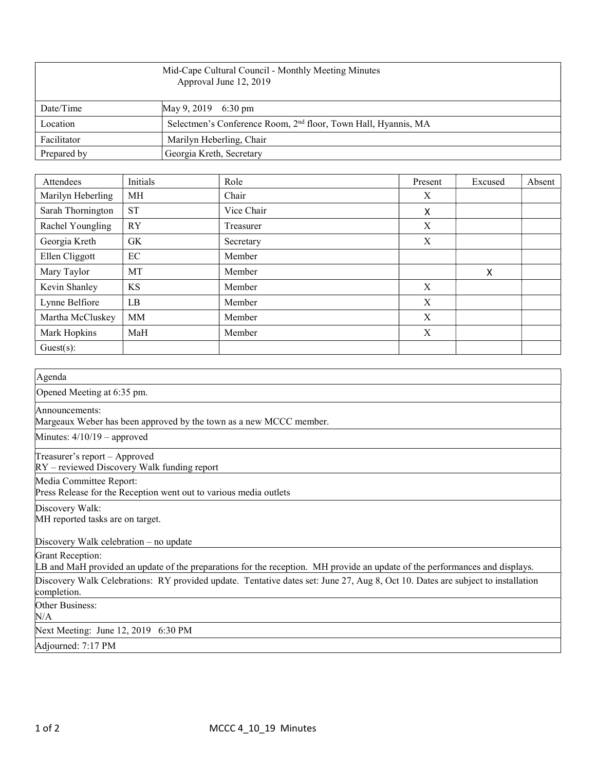| Mid-Cape Cultural Council - Monthly Meeting Minutes<br>Approval June 12, 2019 | |
|---|---|
| Date/Time | May 9, 2019 6:30 pm |
| Location | Selectmen's Conference Room, 2nd floor, Town Hall, Hyannis, MA |
| Facilitator | Marilyn Heberling, Chair |
| Prepared by | Georgia Kreth, Secretary |

| Attendees | Initials | Role | Present | Excused | Absent |
|---|---|---|---|---|---|
| Marilyn Heberling | MH | Chair | X | | |
| Sarah Thornington | ST | Vice Chair | X | | |
| Rachel Youngling | RY | Treasurer | X | | |
| Georgia Kreth | GK | Secretary | X | | |
| Ellen Cliggott | EC | Member | | | |
| Mary Taylor | MT | Member | | X | |
| Kevin Shanley | KS | Member | X | | |
| Lynne Belfiore | LB | Member | X | | |
| Martha McCluskey | MM | Member | X | | |
| Mark Hopkins | MaH | Member | X | | |
| Guest(s): | | | | | |

| Agenda |
|---|
| Opened Meeting at 6:35 pm. |
| Announcements:<br>Margeaux Weber has been approved by the town as a new MCCC member. |
| Minutes: 4/10/19 – approved |
| Treasurer's report – Approved<br>RY – reviewed Discovery Walk funding report |
| Media Committee Report:<br>Press Release for the Reception went out to various media outlets |
| Discovery Walk:<br>MH reported tasks are on target.<br><br>Discovery Walk celebration – no update |
| Grant Reception:<br>LB and MaH provided an update of the preparations for the reception. MH provide an update of the performances and displays. |
| Discovery Walk Celebrations: RY provided update. Tentative dates set: June 27, Aug 8, Oct 10. Dates are subject to installation completion. |
| Other Business:<br>N/A |
| Next Meeting: June 12, 2019 6:30 PM |
| Adjourned: 7:17 PM |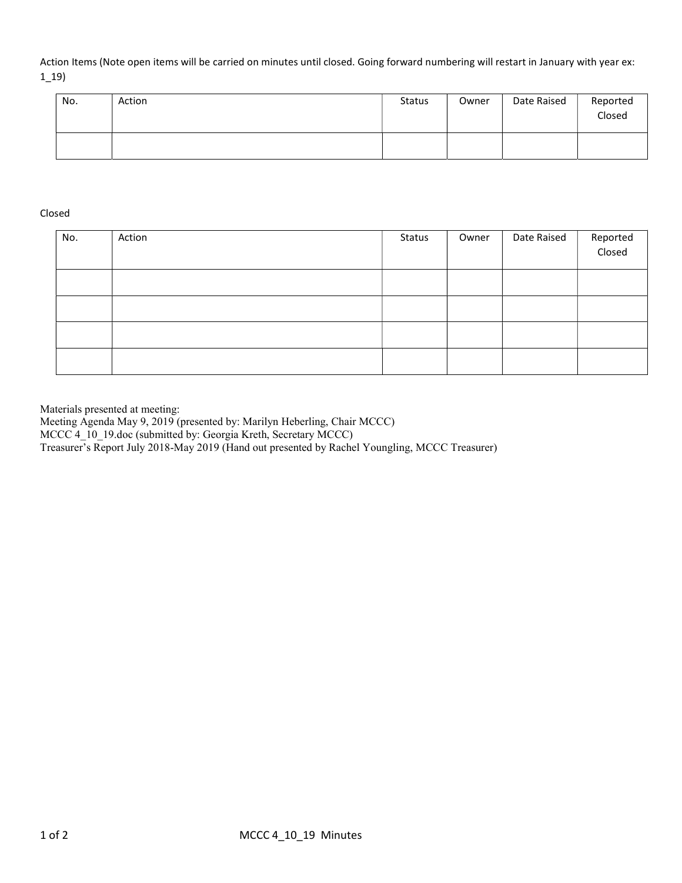Action Items (Note open items will be carried on minutes until closed. Going forward numbering will restart in January with year ex: 1_19)

| No. | Action | Status | Owner | Date Raised | Reported Closed |
|---|---|---|---|---|---|
| | | | | | |

Closed

| No. | Action | Status | Owner | Date Raised | Reported Closed |
|---|---|---|---|---|---|
| | | | | | |
| | | | | | |
| | | | | | |
| | | | | | |

Materials presented at meeting:
Meeting Agenda May 9, 2019 (presented by: Marilyn Heberling, Chair MCCC)
MCCC 4_10_19.doc (submitted by: Georgia Kreth, Secretary MCCC)
Treasurer's Report July 2018-May 2019 (Hand out presented by Rachel Youngling, MCCC Treasurer)